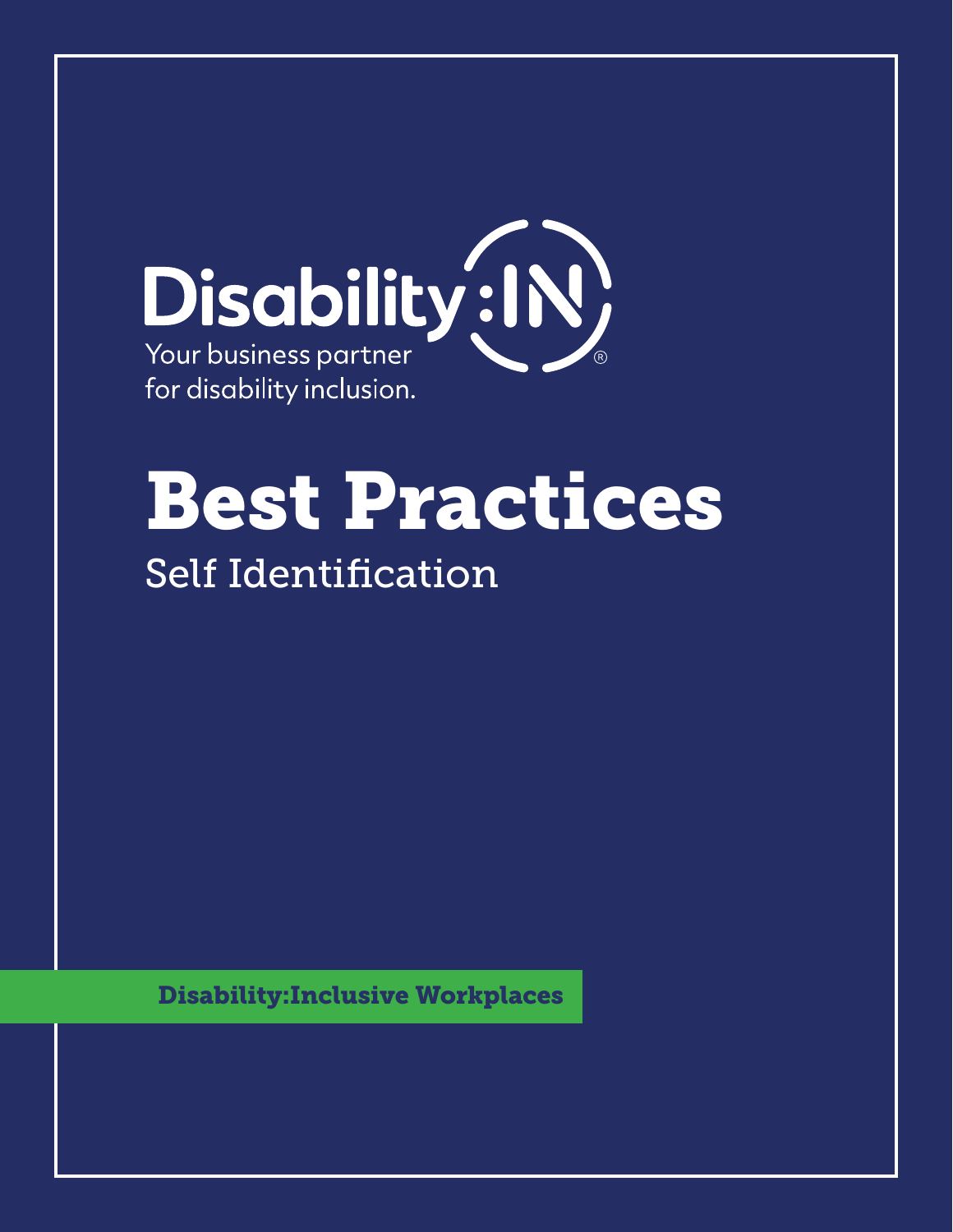Disability:IN

Your business partner for disability inclusion.

# Best Practices

## Self Identification

**Disability:Inclusive Workplaces**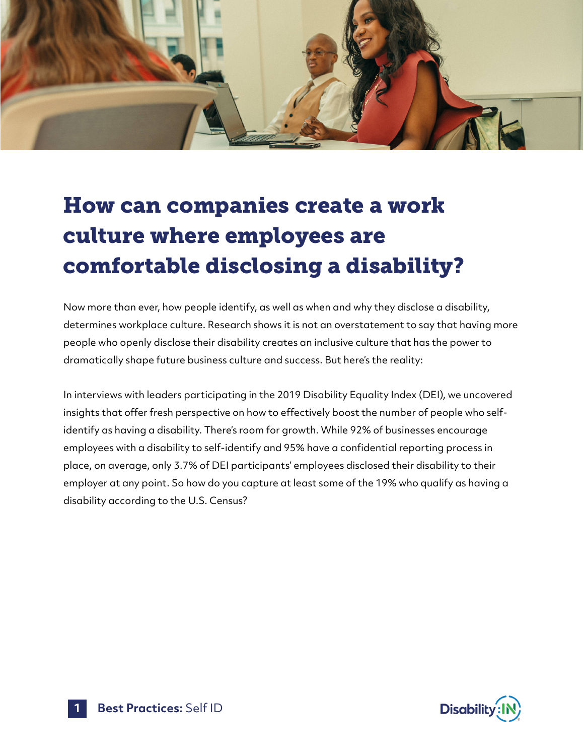# How can companies create a work culture where employees are comfortable disclosing a disability?

Now more than ever, how people identify, as well as when and why they disclose a disability, determines workplace culture. Research shows it is not an overstatement to say that having more people who openly disclose their disability creates an inclusive culture that has the power to dramatically shape future business culture and success. But here's the reality:

In interviews with leaders participating in the 2019 Disability Equality Index (DEI), we uncovered insights that offer fresh perspective on how to effectively boost the number of people who self-identify as having a disability. There's room for growth. While 92% of businesses encourage employees with a disability to self-identify and 95% have a confidential reporting process in place, on average, only 3.7% of DEI participants' employees disclosed their disability to their employer at any point. So how do you capture at least some of the 19% who qualify as having a disability according to the U.S. Census?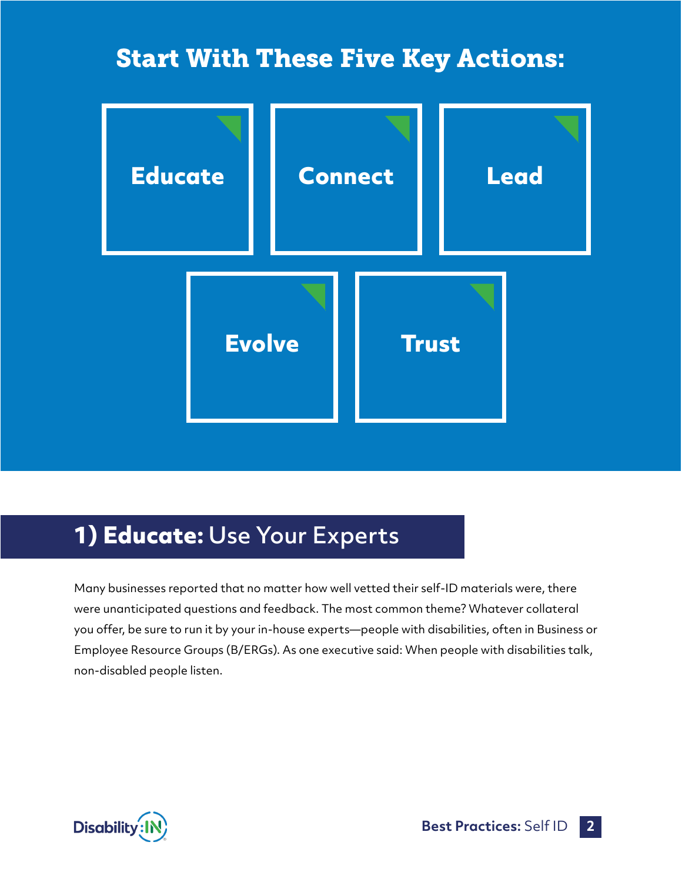## Start With These Five Key Actions:

- Educate
- Connect
- Lead
- Evolve
- Trust

## 1) **Educate:** Use Your Experts

Many businesses reported that no matter how well vetted their self-ID materials were, there were unanticipated questions and feedback. The most common theme? Whatever collateral you offer, be sure to run it by your in-house experts—people with disabilities, often in Business or Employee Resource Groups (B/ERGs). As one executive said: When people with disabilities talk, non-disabled people listen.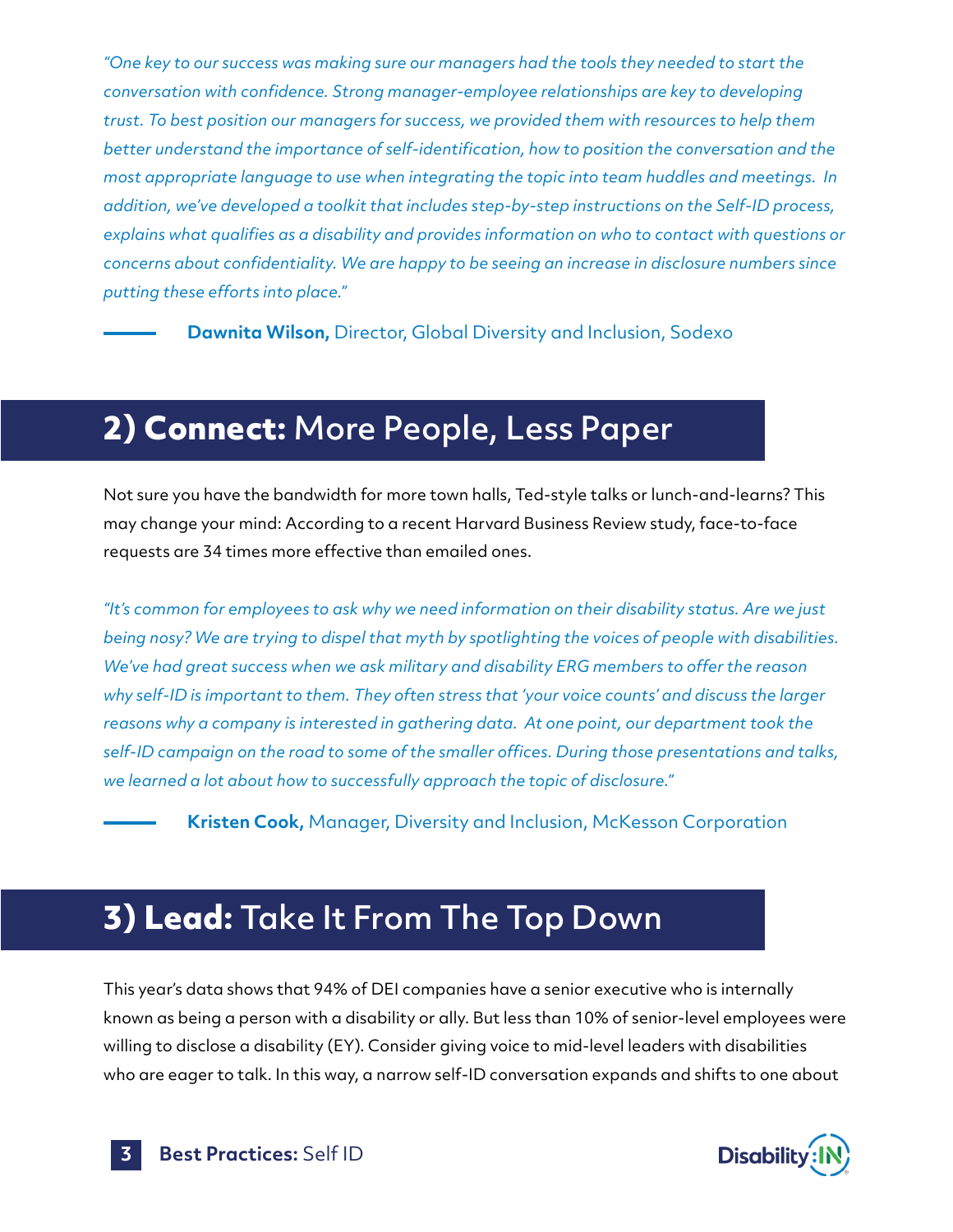*"One key to our success was making sure our managers had the tools they needed to start the conversation with confidence. Strong manager-employee relationships are key to developing trust. To best position our managers for success, we provided them with resources to help them better understand the importance of self-identification, how to position the conversation and the most appropriate language to use when integrating the topic into team huddles and meetings. In addition, we've developed a toolkit that includes step-by-step instructions on the Self-ID process, explains what qualifies as a disability and provides information on who to contact with questions or concerns about confidentiality. We are happy to be seeing an increase in disclosure numbers since putting these efforts into place."*

— **Dawnita Wilson,** Director, Global Diversity and Inclusion, Sodexo

## 2) Connect: More People, Less Paper

Not sure you have the bandwidth for more town halls, Ted-style talks or lunch-and-learns? This may change your mind: According to a recent Harvard Business Review study, face-to-face requests are 34 times more effective than emailed ones.

*"It's common for employees to ask why we need information on their disability status. Are we just being nosy? We are trying to dispel that myth by spotlighting the voices of people with disabilities. We've had great success when we ask military and disability ERG members to offer the reason why self-ID is important to them. They often stress that 'your voice counts' and discuss the larger reasons why a company is interested in gathering data. At one point, our department took the self-ID campaign on the road to some of the smaller offices. During those presentations and talks, we learned a lot about how to successfully approach the topic of disclosure."*

— **Kristen Cook,** Manager, Diversity and Inclusion, McKesson Corporation

## 3) Lead: Take It From The Top Down

This year's data shows that 94% of DEI companies have a senior executive who is internally known as being a person with a disability or ally. But less than 10% of senior-level employees were willing to disclose a disability (EY). Consider giving voice to mid-level leaders with disabilities who are eager to talk. In this way, a narrow self-ID conversation expands and shifts to one about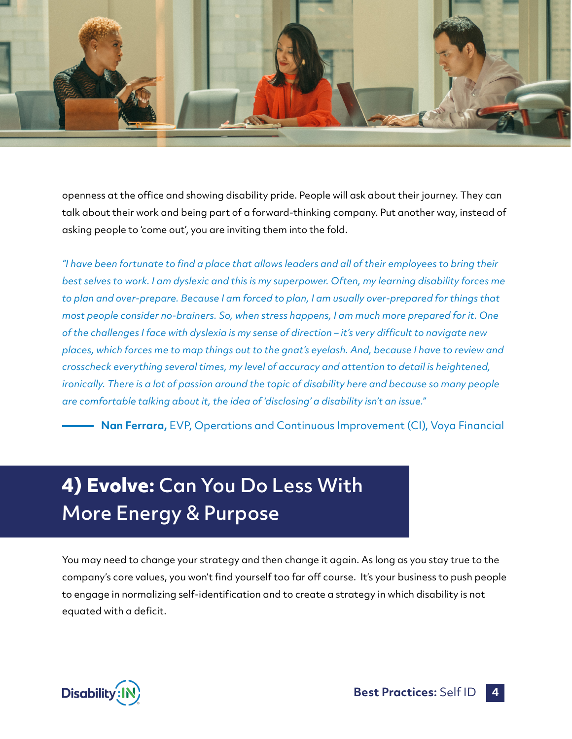openness at the office and showing disability pride. People will ask about their journey. They can talk about their work and being part of a forward-thinking company. Put another way, instead of asking people to 'come out', you are inviting them into the fold.

*"I have been fortunate to find a place that allows leaders and all of their employees to bring their best selves to work. I am dyslexic and this is my superpower. Often, my learning disability forces me to plan and over-prepare. Because I am forced to plan, I am usually over-prepared for things that most people consider no-brainers. So, when stress happens, I am much more prepared for it. One of the challenges I face with dyslexia is my sense of direction – it's very difficult to navigate new places, which forces me to map things out to the gnat's eyelash. And, because I have to review and crosscheck everything several times, my level of accuracy and attention to detail is heightened, ironically. There is a lot of passion around the topic of disability here and because so many people are comfortable talking about it, the idea of 'disclosing' a disability isn't an issue."*

— **Nan Ferrara,** EVP, Operations and Continuous Improvement (CI), Voya Financial

## 4) Evolve: Can You Do Less With More Energy & Purpose

You may need to change your strategy and then change it again. As long as you stay true to the company's core values, you won't find yourself too far off course. It's your business to push people to engage in normalizing self-identification and to create a strategy in which disability is not equated with a deficit.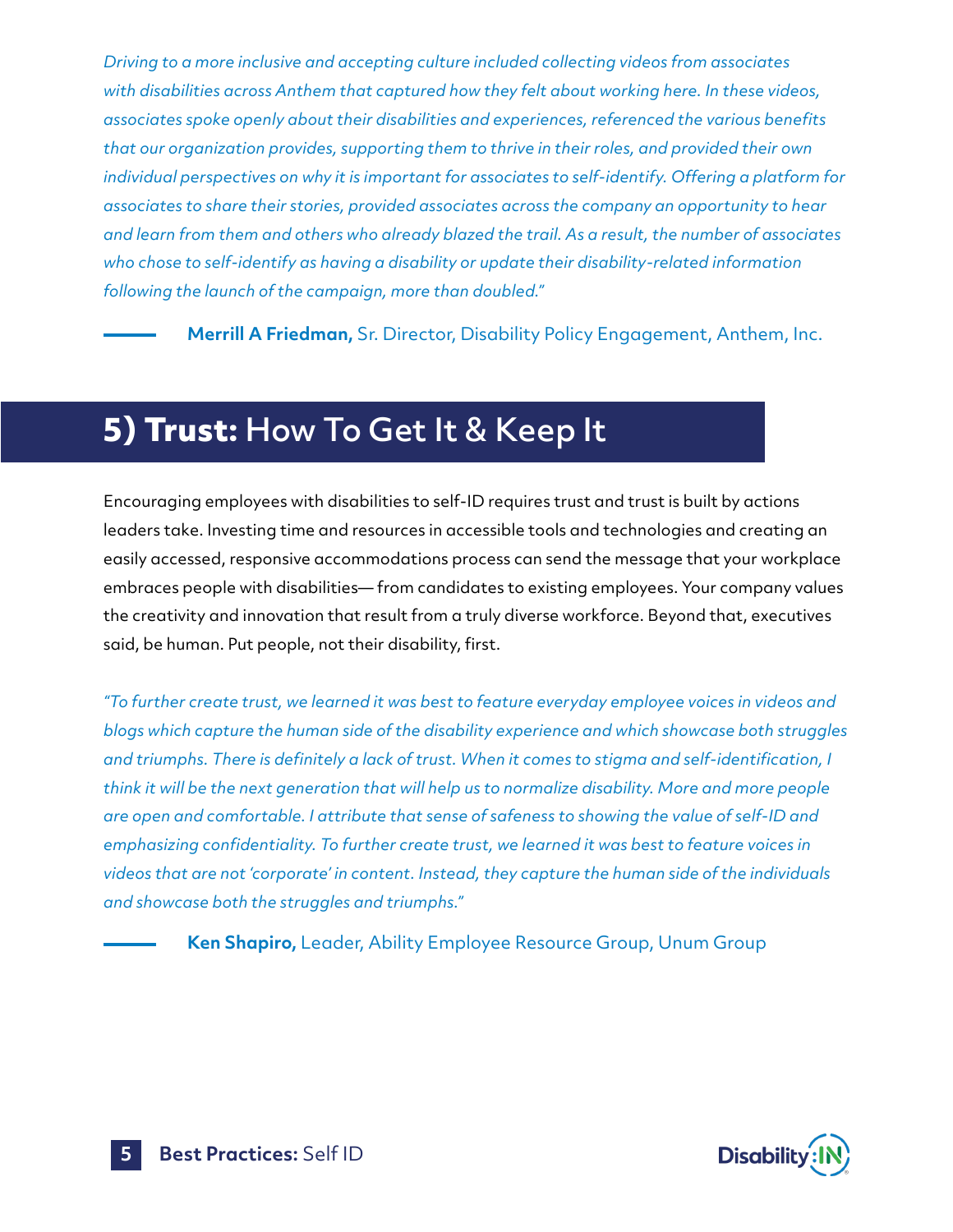*Driving to a more inclusive and accepting culture included collecting videos from associates with disabilities across Anthem that captured how they felt about working here. In these videos, associates spoke openly about their disabilities and experiences, referenced the various benefits that our organization provides, supporting them to thrive in their roles, and provided their own individual perspectives on why it is important for associates to self-identify. Offering a platform for associates to share their stories, provided associates across the company an opportunity to hear and learn from them and others who already blazed the trail. As a result, the number of associates who chose to self-identify as having a disability or update their disability-related information following the launch of the campaign, more than doubled."*

— **Merrill A Friedman,** Sr. Director, Disability Policy Engagement, Anthem, Inc.

## 5) Trust: How To Get It & Keep It

Encouraging employees with disabilities to self-ID requires trust and trust is built by actions leaders take. Investing time and resources in accessible tools and technologies and creating an easily accessed, responsive accommodations process can send the message that your workplace embraces people with disabilities— from candidates to existing employees. Your company values the creativity and innovation that result from a truly diverse workforce. Beyond that, executives said, be human. Put people, not their disability, first.

*"To further create trust, we learned it was best to feature everyday employee voices in videos and blogs which capture the human side of the disability experience and which showcase both struggles and triumphs. There is definitely a lack of trust. When it comes to stigma and self-identification, I think it will be the next generation that will help us to normalize disability. More and more people are open and comfortable. I attribute that sense of safeness to showing the value of self-ID and emphasizing confidentiality. To further create trust, we learned it was best to feature voices in videos that are not 'corporate' in content. Instead, they capture the human side of the individuals and showcase both the struggles and triumphs."*

— **Ken Shapiro,** Leader, Ability Employee Resource Group, Unum Group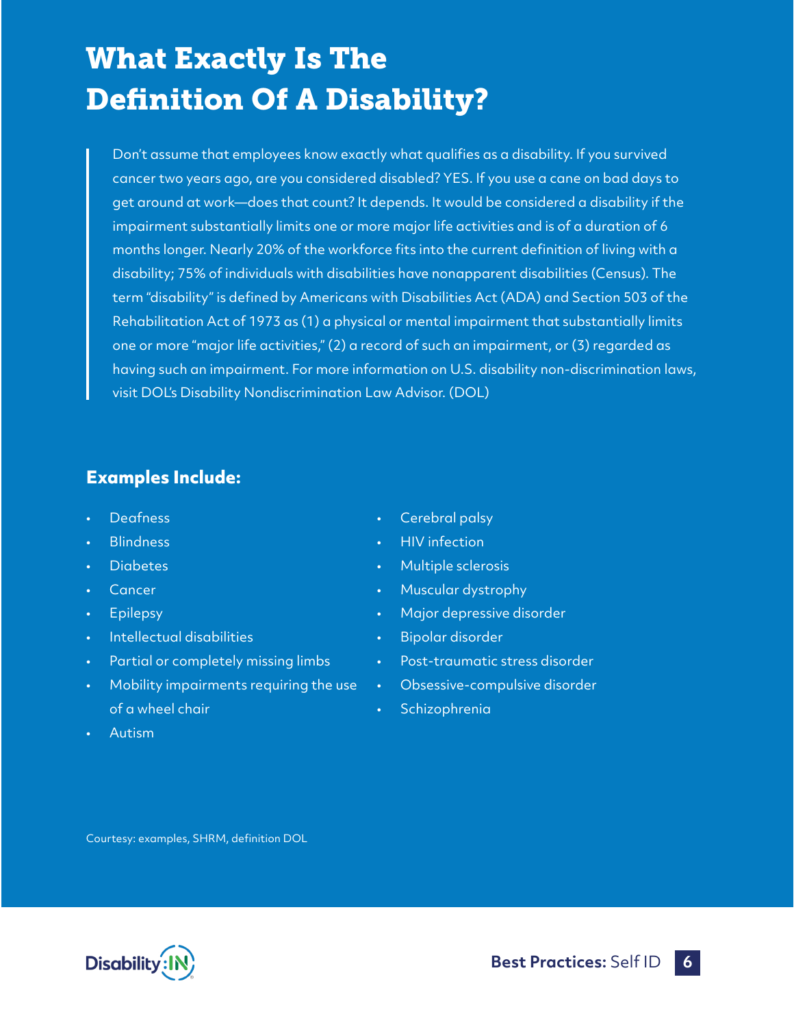# What Exactly Is The Definition Of A Disability?

Don't assume that employees know exactly what qualifies as a disability. If you survived cancer two years ago, are you considered disabled? YES. If you use a cane on bad days to get around at work—does that count? It depends. It would be considered a disability if the impairment substantially limits one or more major life activities and is of a duration of 6 months longer. Nearly 20% of the workforce fits into the current definition of living with a disability; 75% of individuals with disabilities have nonapparent disabilities (Census). The term "disability" is defined by Americans with Disabilities Act (ADA) and Section 503 of the Rehabilitation Act of 1973 as (1) a physical or mental impairment that substantially limits one or more "major life activities," (2) a record of such an impairment, or (3) regarded as having such an impairment. For more information on U.S. disability non-discrimination laws, visit DOL's Disability Nondiscrimination Law Advisor. (DOL)

## Examples Include:

- Deafness
- Blindness
- Diabetes
- Cancer
- Epilepsy
- Intellectual disabilities
- Partial or completely missing limbs
- Mobility impairments requiring the use of a wheel chair
- Autism
- Cerebral palsy
- HIV infection
- Multiple sclerosis
- Muscular dystrophy
- Major depressive disorder
- Bipolar disorder
- Post-traumatic stress disorder
- Obsessive-compulsive disorder
- Schizophrenia

Courtesy: examples, SHRM, definition DOL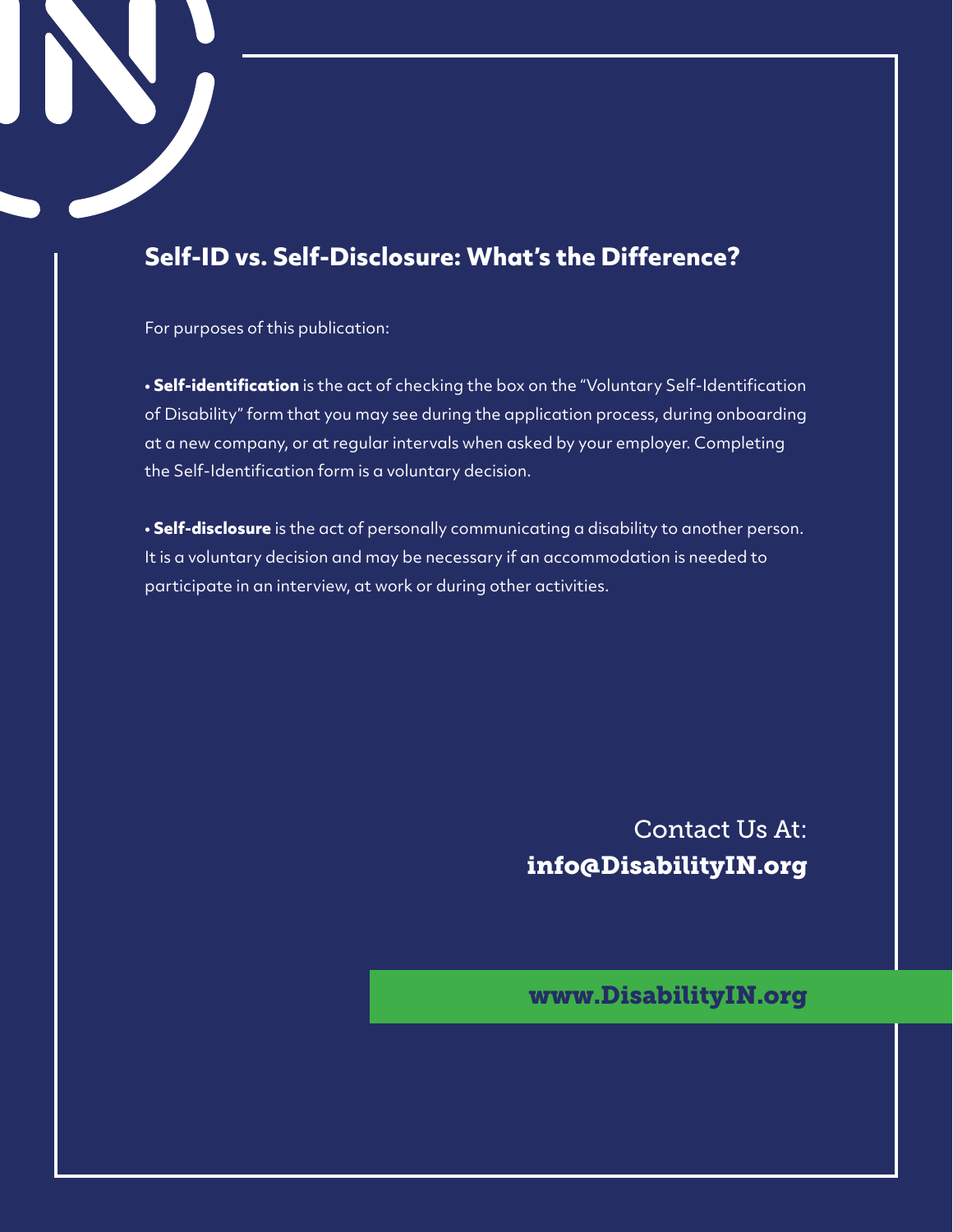## Self-ID vs. Self-Disclosure: What's the Difference?

For purposes of this publication:

- **Self-identification** is the act of checking the box on the "Voluntary Self-Identification of Disability" form that you may see during the application process, during onboarding at a new company, or at regular intervals when asked by your employer. Completing the Self-Identification form is a voluntary decision.

- **Self-disclosure** is the act of personally communicating a disability to another person. It is a voluntary decision and may be necessary if an accommodation is needed to participate in an interview, at work or during other activities.

Contact Us At:
**info@DisabilityIN.org**

**www.DisabilityIN.org**